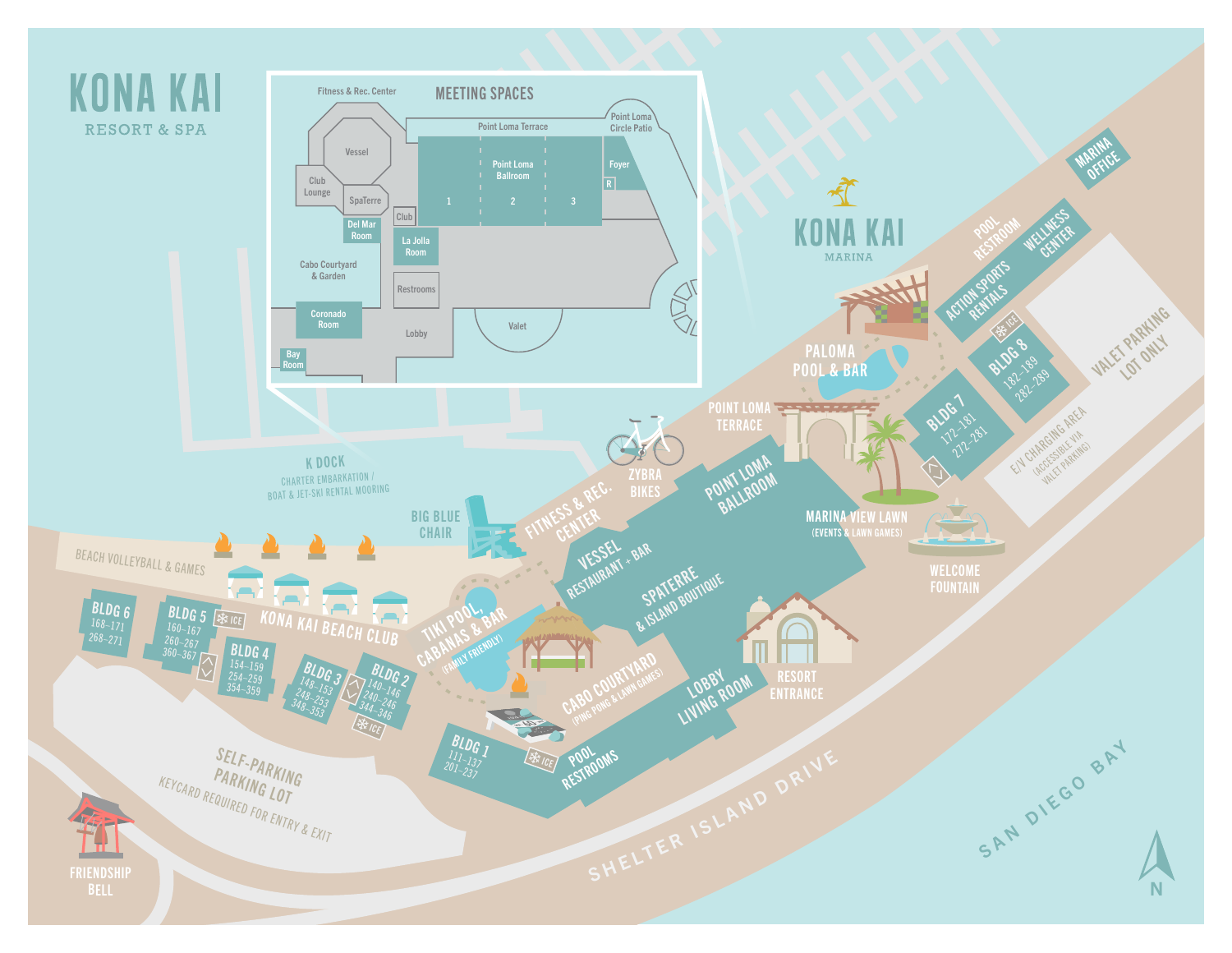# KONA KAI

RESORT & SPA

## MEETING SPACES

- Fitness & Rec. Center
- Vessel
- Club Lounge
- SpaTerre
- Del Mar Room
- Club
- La Jolla Room
- Point Loma Terrace
- Point Loma Ballroom (1, 2, 3)
- Point Loma Circle Patio
- Foyer
- R
- Cabo Courtyard & Garden
- Coronado Room
- Bay Room
- Restrooms
- Lobby
- Valet

## KONA KAI MARINA

- MARINA OFFICE
- POOL RESTROOM
- WELLNESS CENTER
- ACTION SPORTS RENTALS
- ICE
- BLDG 8: 182–189, 282–289
- VALET PARKING LOT ONLY
- PALOMA POOL & BAR
- POINT LOMA TERRACE
- BLDG 7: 172–181, 272–281
- E/V CHARGING AREA (ACCESSIBLE VIA VALET PARKING)
- ZYBRA BIKES
- POINT LOMA BALLROOM
- MARINA VIEW LAWN (EVENTS & LAWN GAMES)
- WELCOME FOUNTAIN
- K DOCK: CHARTER EMBARKATION / BOAT & JET-SKI RENTAL MOORING
- BIG BLUE CHAIR
- FITNESS & REC. CENTER
- VESSEL RESTAURANT + BAR
- SPATERRE & ISLAND BOUTIQUE
- RESORT ENTRANCE
- LOBBY LIVING ROOM
- CABO COURTYARD (PING PONG & LAWN GAMES)
- TIKI POOL, CABANAS & BAR (FAMILY FRIENDLY)
- BEACH VOLLEYBALL & GAMES
- KONA KAI BEACH CLUB
- BLDG 6: 168–171, 268–271
- BLDG 5: 160–167, 260–267, 360–367
- BLDG 4: 154–159, 254–259, 354–359
- BLDG 3: 148–153, 248–253, 348–353
- BLDG 2: 140–146, 240–246, 344–346
- BLDG 1: 111–137, 201–237
- ICE
- POOL RESTROOMS
- SELF-PARKING PARKING LOT: KEYCARD REQUIRED FOR ENTRY & EXIT
- FRIENDSHIP BELL
- SHELTER ISLAND DRIVE
- SAN DIEGO BAY
- N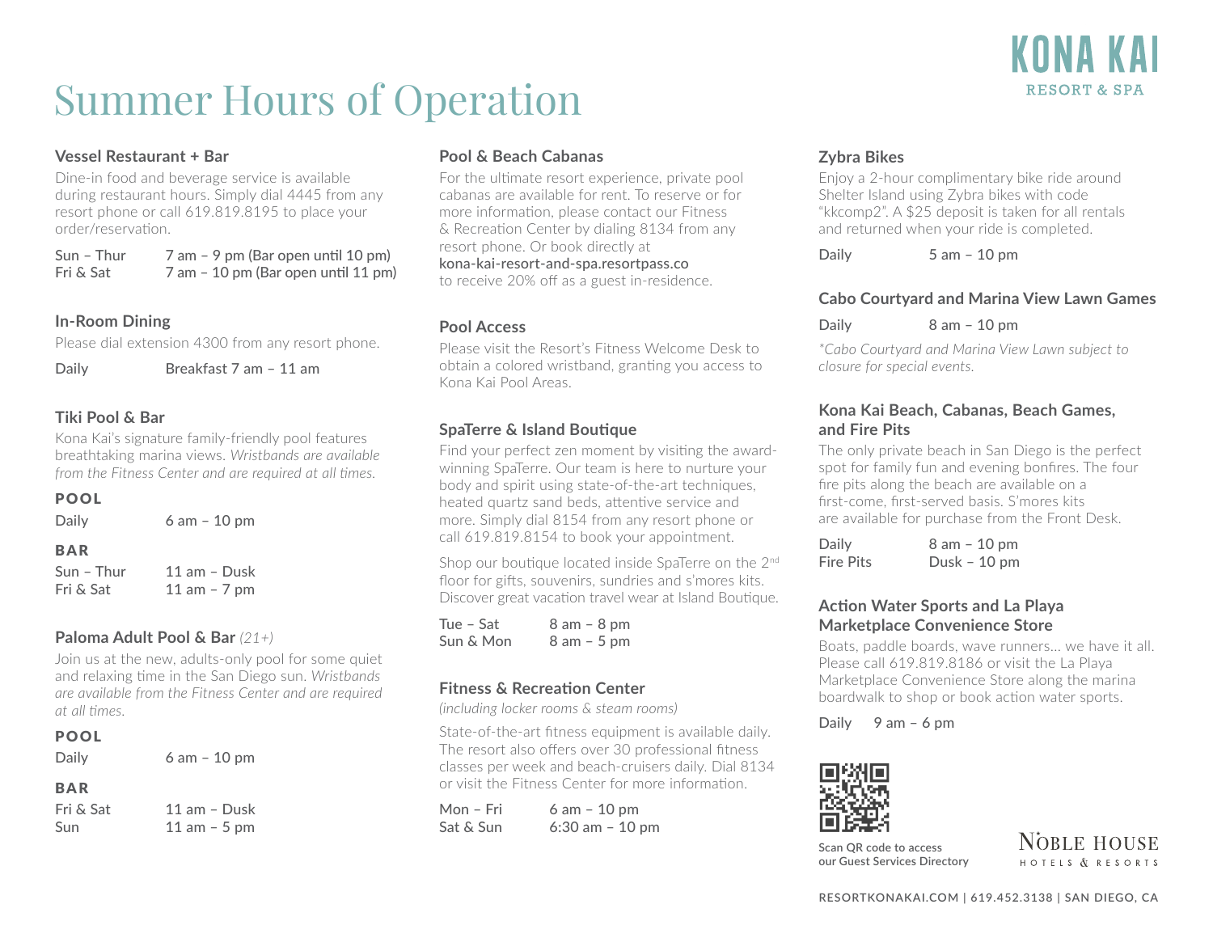KONA KAI
RESORT & SPA

# Summer Hours of Operation

### Vessel Restaurant + Bar

Dine-in food and beverage service is available during restaurant hours. Simply dial 4445 from any resort phone or call 619.819.8195 to place your order/reservation.

| | |
|---|---|
| Sun – Thur | 7 am – 9 pm (Bar open until 10 pm) |
| Fri & Sat | 7 am – 10 pm (Bar open until 11 pm) |

### In-Room Dining

Please dial extension 4300 from any resort phone.

| | |
|---|---|
| Daily | Breakfast 7 am – 11 am |

### Tiki Pool & Bar

Kona Kai's signature family-friendly pool features breathtaking marina views. *Wristbands are available from the Fitness Center and are required at all times.*

**POOL**

| | |
|---|---|
| Daily | 6 am – 10 pm |

**BAR**

| | |
|---|---|
| Sun – Thur | 11 am – Dusk |
| Fri & Sat | 11 am – 7 pm |

### Paloma Adult Pool & Bar *(21+)*

Join us at the new, adults-only pool for some quiet and relaxing time in the San Diego sun. *Wristbands are available from the Fitness Center and are required at all times.*

**POOL**

| | |
|---|---|
| Daily | 6 am – 10 pm |

**BAR**

| | |
|---|---|
| Fri & Sat | 11 am – Dusk |
| Sun | 11 am – 5 pm |

### Pool & Beach Cabanas

For the ultimate resort experience, private pool cabanas are available for rent. To reserve or for more information, please contact our Fitness & Recreation Center by dialing 8134 from any resort phone. Or book directly at kona-kai-resort-and-spa.resortpass.co to receive 20% off as a guest in-residence.

### Pool Access

Please visit the Resort's Fitness Welcome Desk to obtain a colored wristband, granting you access to Kona Kai Pool Areas.

### SpaTerre & Island Boutique

Find your perfect zen moment by visiting the award-winning SpaTerre. Our team is here to nurture your body and spirit using state-of-the-art techniques, heated quartz sand beds, attentive service and more. Simply dial 8154 from any resort phone or call 619.819.8154 to book your appointment.

Shop our boutique located inside SpaTerre on the 2nd floor for gifts, souvenirs, sundries and s'mores kits. Discover great vacation travel wear at Island Boutique.

| | |
|---|---|
| Tue – Sat | 8 am – 8 pm |
| Sun & Mon | 8 am – 5 pm |

### Fitness & Recreation Center

*(including locker rooms & steam rooms)*

State-of-the-art fitness equipment is available daily. The resort also offers over 30 professional fitness classes per week and beach-cruisers daily. Dial 8134 or visit the Fitness Center for more information.

| | |
|---|---|
| Mon – Fri | 6 am – 10 pm |
| Sat & Sun | 6:30 am – 10 pm |

### Zybra Bikes

Enjoy a 2-hour complimentary bike ride around Shelter Island using Zybra bikes with code "kkcomp2". A $25 deposit is taken for all rentals and returned when your ride is completed.

| | |
|---|---|
| Daily | 5 am – 10 pm |

### Cabo Courtyard and Marina View Lawn Games

| | |
|---|---|
| Daily | 8 am – 10 pm |

*\*Cabo Courtyard and Marina View Lawn subject to closure for special events.*

### Kona Kai Beach, Cabanas, Beach Games, and Fire Pits

The only private beach in San Diego is the perfect spot for family fun and evening bonfires. The four fire pits along the beach are available on a first-come, first-served basis. S'mores kits are available for purchase from the Front Desk.

| | |
|---|---|
| Daily | 8 am – 10 pm |
| Fire Pits | Dusk – 10 pm |

### Action Water Sports and La Playa Marketplace Convenience Store

Boats, paddle boards, wave runners… we have it all. Please call 619.819.8186 or visit the La Playa Marketplace Convenience Store along the marina boardwalk to shop or book action water sports.

| | |
|---|---|
| Daily | 9 am – 6 pm |

**Scan QR code to access our Guest Services Directory**

NOBLE HOUSE
HOTELS & RESORTS

RESORTKONAKAI.COM | 619.452.3138 | SAN DIEGO, CA